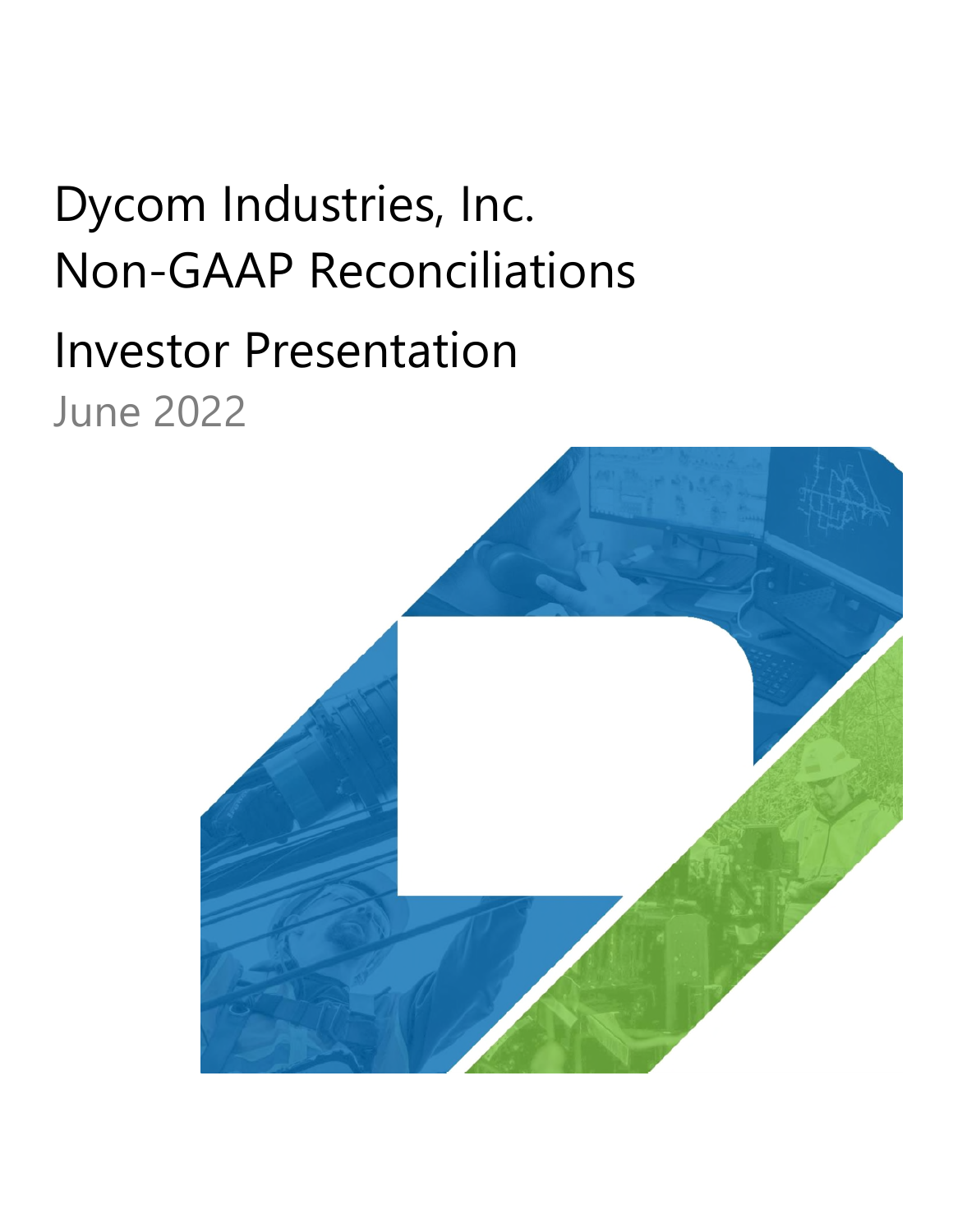# Dycom Industries, Inc.
# Non-GAAP Reconciliations

## Investor Presentation

June 2022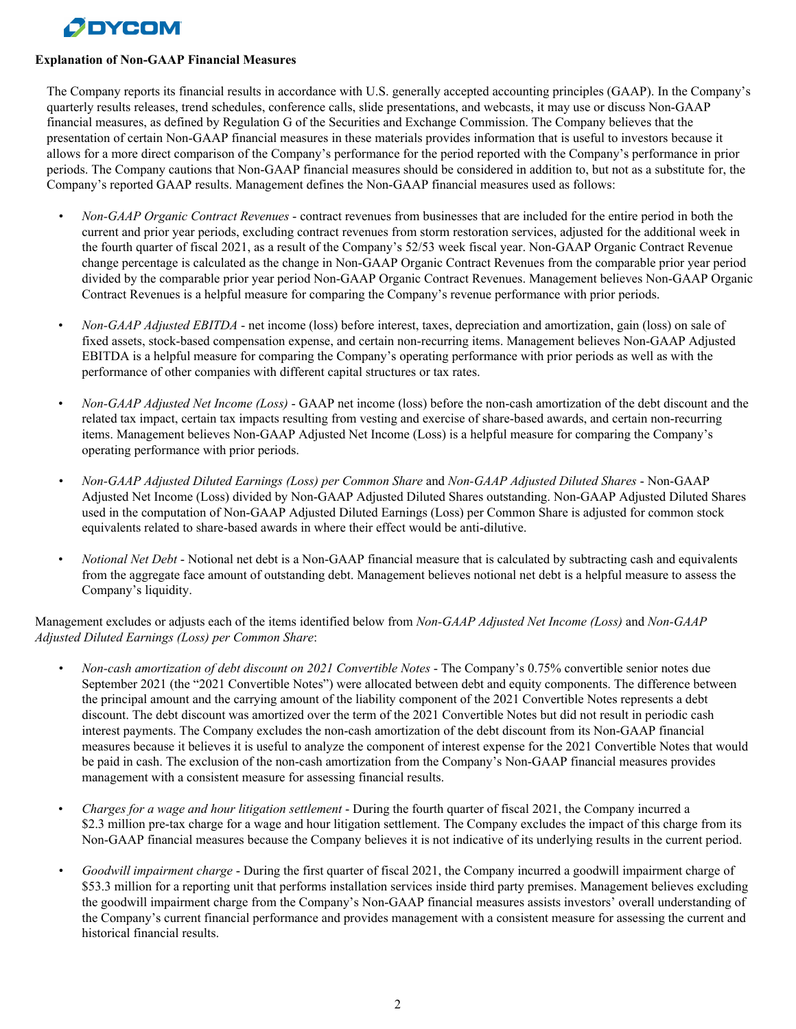**Explanation of Non-GAAP Financial Measures**

The Company reports its financial results in accordance with U.S. generally accepted accounting principles (GAAP). In the Company's quarterly results releases, trend schedules, conference calls, slide presentations, and webcasts, it may use or discuss Non-GAAP financial measures, as defined by Regulation G of the Securities and Exchange Commission. The Company believes that the presentation of certain Non-GAAP financial measures in these materials provides information that is useful to investors because it allows for a more direct comparison of the Company's performance for the period reported with the Company's performance in prior periods. The Company cautions that Non-GAAP financial measures should be considered in addition to, but not as a substitute for, the Company's reported GAAP results. Management defines the Non-GAAP financial measures used as follows:

- *Non-GAAP Organic Contract Revenues* - contract revenues from businesses that are included for the entire period in both the current and prior year periods, excluding contract revenues from storm restoration services, adjusted for the additional week in the fourth quarter of fiscal 2021, as a result of the Company's 52/53 week fiscal year. Non-GAAP Organic Contract Revenue change percentage is calculated as the change in Non-GAAP Organic Contract Revenues from the comparable prior year period divided by the comparable prior year period Non-GAAP Organic Contract Revenues. Management believes Non-GAAP Organic Contract Revenues is a helpful measure for comparing the Company's revenue performance with prior periods.

- *Non-GAAP Adjusted EBITDA* - net income (loss) before interest, taxes, depreciation and amortization, gain (loss) on sale of fixed assets, stock-based compensation expense, and certain non-recurring items. Management believes Non-GAAP Adjusted EBITDA is a helpful measure for comparing the Company's operating performance with prior periods as well as with the performance of other companies with different capital structures or tax rates.

- *Non-GAAP Adjusted Net Income (Loss)* - GAAP net income (loss) before the non-cash amortization of the debt discount and the related tax impact, certain tax impacts resulting from vesting and exercise of share-based awards, and certain non-recurring items. Management believes Non-GAAP Adjusted Net Income (Loss) is a helpful measure for comparing the Company's operating performance with prior periods.

- *Non-GAAP Adjusted Diluted Earnings (Loss) per Common Share* and *Non-GAAP Adjusted Diluted Shares* - Non-GAAP Adjusted Net Income (Loss) divided by Non-GAAP Adjusted Diluted Shares outstanding. Non-GAAP Adjusted Diluted Shares used in the computation of Non-GAAP Adjusted Diluted Earnings (Loss) per Common Share is adjusted for common stock equivalents related to share-based awards in where their effect would be anti-dilutive.

- *Notional Net Debt* - Notional net debt is a Non-GAAP financial measure that is calculated by subtracting cash and equivalents from the aggregate face amount of outstanding debt. Management believes notional net debt is a helpful measure to assess the Company's liquidity.

Management excludes or adjusts each of the items identified below from *Non-GAAP Adjusted Net Income (Loss)* and *Non-GAAP Adjusted Diluted Earnings (Loss) per Common Share*:

- *Non-cash amortization of debt discount on 2021 Convertible Notes* - The Company's 0.75% convertible senior notes due September 2021 (the "2021 Convertible Notes") were allocated between debt and equity components. The difference between the principal amount and the carrying amount of the liability component of the 2021 Convertible Notes represents a debt discount. The debt discount was amortized over the term of the 2021 Convertible Notes but did not result in periodic cash interest payments. The Company excludes the non-cash amortization of the debt discount from its Non-GAAP financial measures because it believes it is useful to analyze the component of interest expense for the 2021 Convertible Notes that would be paid in cash. The exclusion of the non-cash amortization from the Company's Non-GAAP financial measures provides management with a consistent measure for assessing financial results.

- *Charges for a wage and hour litigation settlement* - During the fourth quarter of fiscal 2021, the Company incurred a $2.3 million pre-tax charge for a wage and hour litigation settlement. The Company excludes the impact of this charge from its Non-GAAP financial measures because the Company believes it is not indicative of its underlying results in the current period.

- *Goodwill impairment charge* - During the first quarter of fiscal 2021, the Company incurred a goodwill impairment charge of $53.3 million for a reporting unit that performs installation services inside third party premises. Management believes excluding the goodwill impairment charge from the Company's Non-GAAP financial measures assists investors' overall understanding of the Company's current financial performance and provides management with a consistent measure for assessing the current and historical financial results.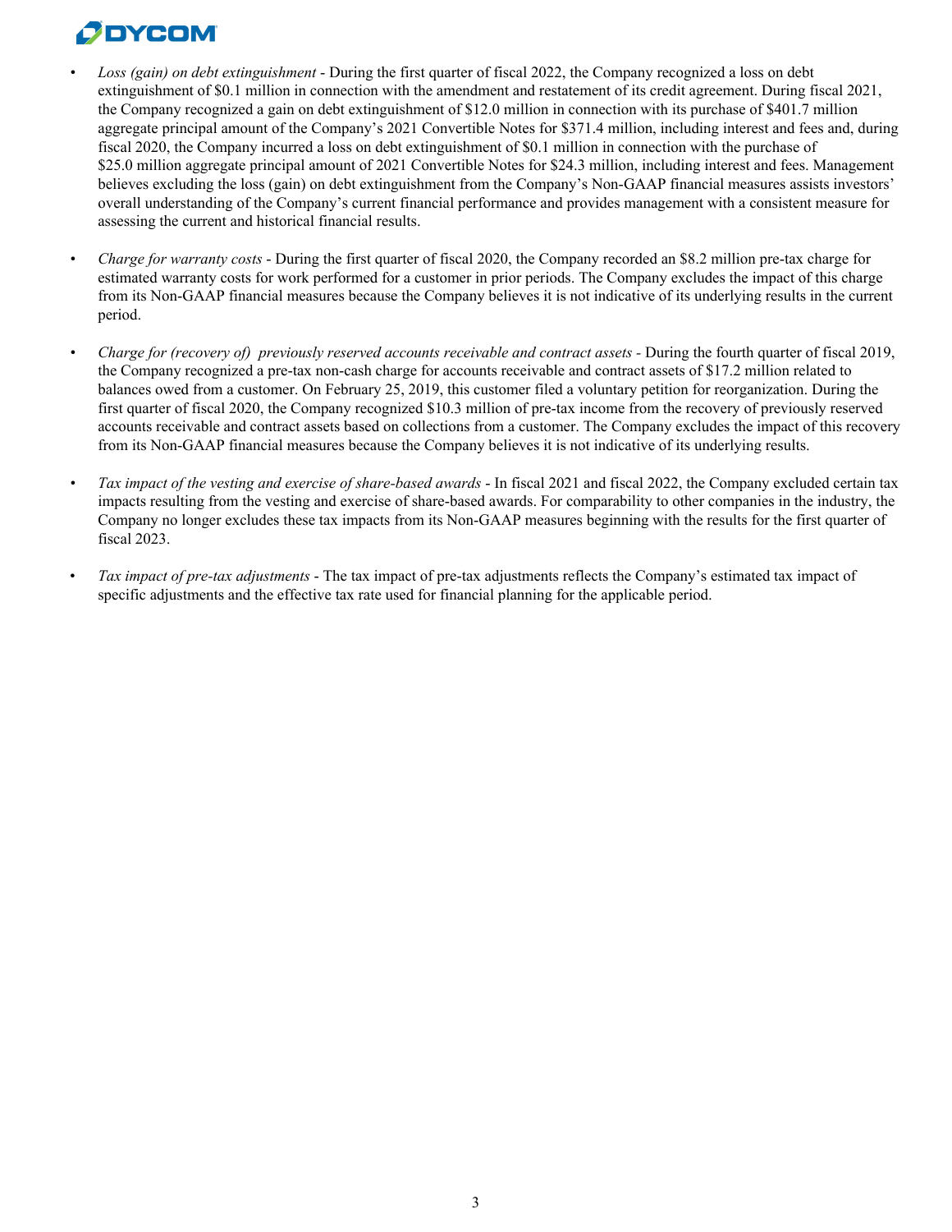- *Loss (gain) on debt extinguishment* - During the first quarter of fiscal 2022, the Company recognized a loss on debt extinguishment of $0.1 million in connection with the amendment and restatement of its credit agreement. During fiscal 2021, the Company recognized a gain on debt extinguishment of $12.0 million in connection with its purchase of $401.7 million aggregate principal amount of the Company's 2021 Convertible Notes for $371.4 million, including interest and fees and, during fiscal 2020, the Company incurred a loss on debt extinguishment of $0.1 million in connection with the purchase of $25.0 million aggregate principal amount of 2021 Convertible Notes for $24.3 million, including interest and fees. Management believes excluding the loss (gain) on debt extinguishment from the Company's Non-GAAP financial measures assists investors' overall understanding of the Company's current financial performance and provides management with a consistent measure for assessing the current and historical financial results.

- *Charge for warranty costs* - During the first quarter of fiscal 2020, the Company recorded an $8.2 million pre-tax charge for estimated warranty costs for work performed for a customer in prior periods. The Company excludes the impact of this charge from its Non-GAAP financial measures because the Company believes it is not indicative of its underlying results in the current period.

- *Charge for (recovery of) previously reserved accounts receivable and contract assets* - During the fourth quarter of fiscal 2019, the Company recognized a pre-tax non-cash charge for accounts receivable and contract assets of $17.2 million related to balances owed from a customer. On February 25, 2019, this customer filed a voluntary petition for reorganization. During the first quarter of fiscal 2020, the Company recognized $10.3 million of pre-tax income from the recovery of previously reserved accounts receivable and contract assets based on collections from a customer. The Company excludes the impact of this recovery from its Non-GAAP financial measures because the Company believes it is not indicative of its underlying results.

- *Tax impact of the vesting and exercise of share-based awards* - In fiscal 2021 and fiscal 2022, the Company excluded certain tax impacts resulting from the vesting and exercise of share-based awards. For comparability to other companies in the industry, the Company no longer excludes these tax impacts from its Non-GAAP measures beginning with the results for the first quarter of fiscal 2023.

- *Tax impact of pre-tax adjustments* - The tax impact of pre-tax adjustments reflects the Company's estimated tax impact of specific adjustments and the effective tax rate used for financial planning for the applicable period.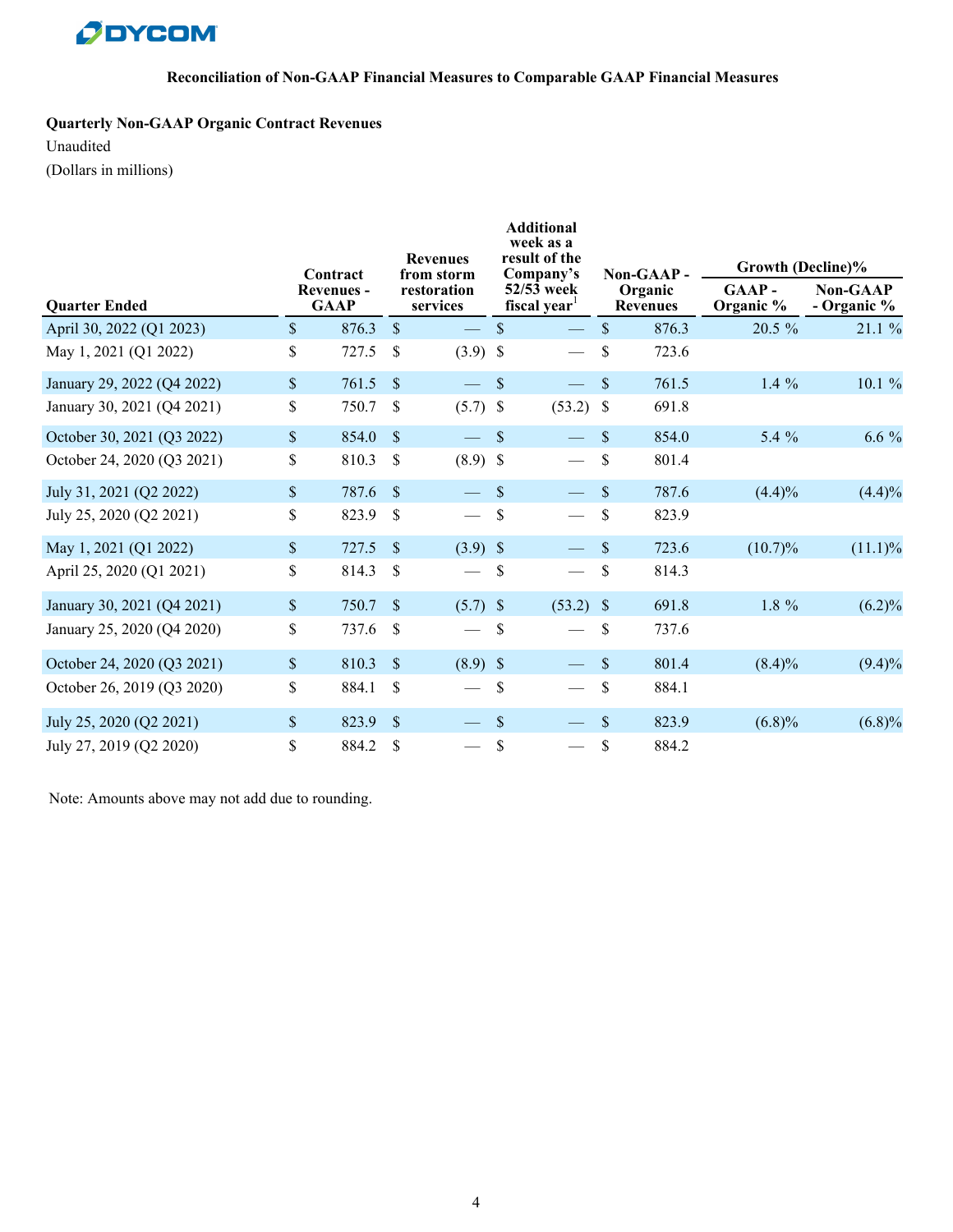**Reconciliation of Non-GAAP Financial Measures to Comparable GAAP Financial Measures**

**Quarterly Non-GAAP Organic Contract Revenues**

Unaudited

(Dollars in millions)

| Quarter Ended | Contract Revenues - GAAP | Revenues from storm restoration services | Additional week as a result of the Company's 52/53 week fiscal year[1] | Non-GAAP - Organic Revenues | Growth (Decline)% | |
|---|---|---|---|---|---|---|
| | | | | | GAAP - Organic % | Non-GAAP - Organic % |
| April 30, 2022 (Q1 2023) | $ 876.3 | $ — | $ — | $ 876.3 | 20.5 % | 21.1 % |
| May 1, 2021 (Q1 2022) | $ 727.5 | $ (3.9) | $ — | $ 723.6 | | |
| January 29, 2022 (Q4 2022) | $ 761.5 | $ — | $ — | $ 761.5 | 1.4 % | 10.1 % |
| January 30, 2021 (Q4 2021) | $ 750.7 | $ (5.7) | $ (53.2) | $ 691.8 | | |
| October 30, 2021 (Q3 2022) | $ 854.0 | $ — | $ — | $ 854.0 | 5.4 % | 6.6 % |
| October 24, 2020 (Q3 2021) | $ 810.3 | $ (8.9) | $ — | $ 801.4 | | |
| July 31, 2021 (Q2 2022) | $ 787.6 | $ — | $ — | $ 787.6 | (4.4)% | (4.4)% |
| July 25, 2020 (Q2 2021) | $ 823.9 | $ — | $ — | $ 823.9 | | |
| May 1, 2021 (Q1 2022) | $ 727.5 | $ (3.9) | $ — | $ 723.6 | (10.7)% | (11.1)% |
| April 25, 2020 (Q1 2021) | $ 814.3 | $ — | $ — | $ 814.3 | | |
| January 30, 2021 (Q4 2021) | $ 750.7 | $ (5.7) | $ (53.2) | $ 691.8 | 1.8 % | (6.2)% |
| January 25, 2020 (Q4 2020) | $ 737.6 | $ — | $ — | $ 737.6 | | |
| October 24, 2020 (Q3 2021) | $ 810.3 | $ (8.9) | $ — | $ 801.4 | (8.4)% | (9.4)% |
| October 26, 2019 (Q3 2020) | $ 884.1 | $ — | $ — | $ 884.1 | | |
| July 25, 2020 (Q2 2021) | $ 823.9 | $ — | $ — | $ 823.9 | (6.8)% | (6.8)% |
| July 27, 2019 (Q2 2020) | $ 884.2 | $ — | $ — | $ 884.2 | | |

Note: Amounts above may not add due to rounding.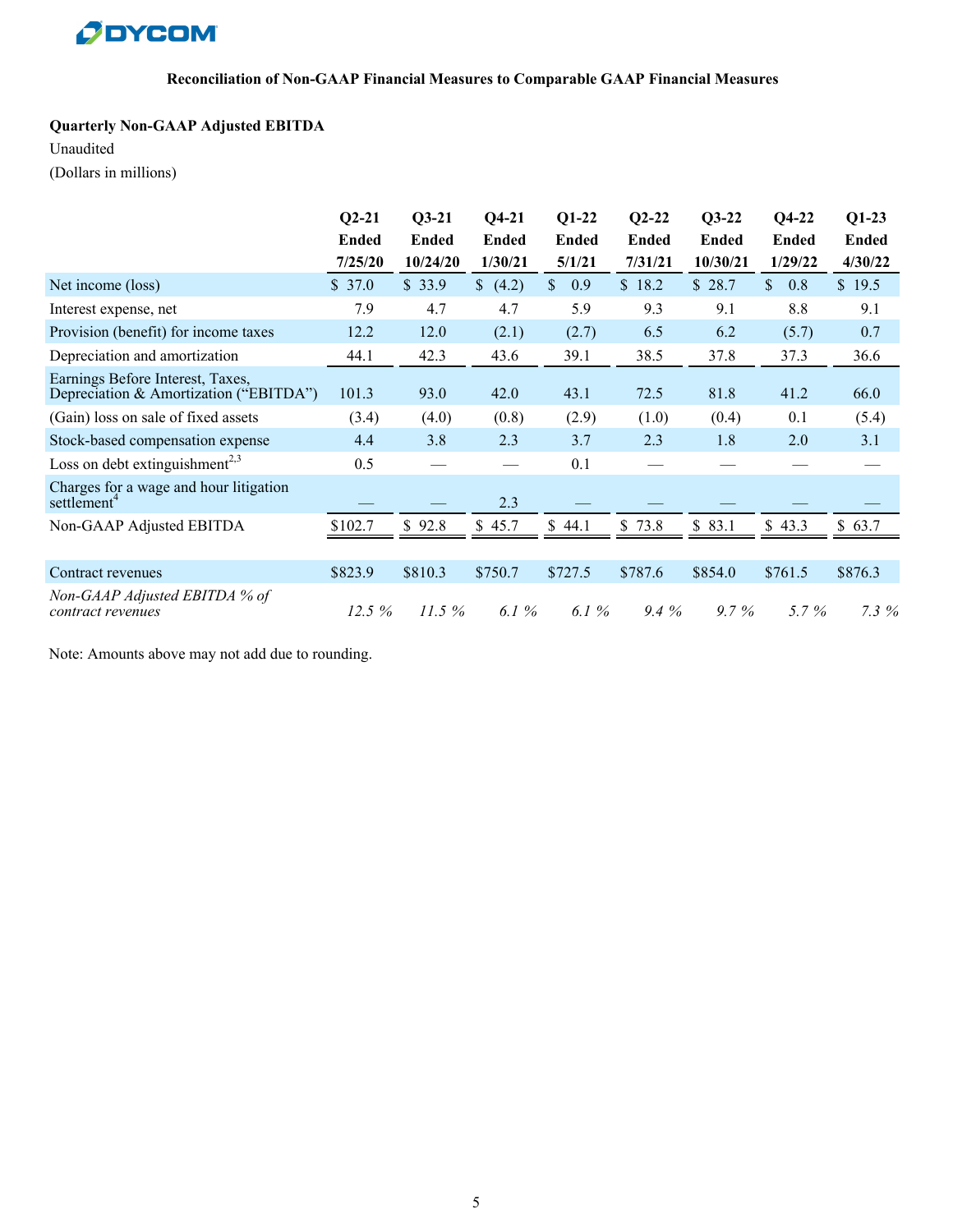**DYCOM**

**Reconciliation of Non-GAAP Financial Measures to Comparable GAAP Financial Measures**

**Quarterly Non-GAAP Adjusted EBITDA**

Unaudited

(Dollars in millions)

| | Q2-21 Ended 7/25/20 | Q3-21 Ended 10/24/20 | Q4-21 Ended 1/30/21 | Q1-22 Ended 5/1/21 | Q2-22 Ended 7/31/21 | Q3-22 Ended 10/30/21 | Q4-22 Ended 1/29/22 | Q1-23 Ended 4/30/22 |
|---|---|---|---|---|---|---|---|---|
| Net income (loss) | $ 37.0 | $ 33.9 | $ (4.2) | $ 0.9 | $ 18.2 | $ 28.7 | $ 0.8 | $ 19.5 |
| Interest expense, net | 7.9 | 4.7 | 4.7 | 5.9 | 9.3 | 9.1 | 8.8 | 9.1 |
| Provision (benefit) for income taxes | 12.2 | 12.0 | (2.1) | (2.7) | 6.5 | 6.2 | (5.7) | 0.7 |
| Depreciation and amortization | 44.1 | 42.3 | 43.6 | 39.1 | 38.5 | 37.8 | 37.3 | 36.6 |
| Earnings Before Interest, Taxes, Depreciation & Amortization ("EBITDA") | 101.3 | 93.0 | 42.0 | 43.1 | 72.5 | 81.8 | 41.2 | 66.0 |
| (Gain) loss on sale of fixed assets | (3.4) | (4.0) | (0.8) | (2.9) | (1.0) | (0.4) | 0.1 | (5.4) |
| Stock-based compensation expense | 4.4 | 3.8 | 2.3 | 3.7 | 2.3 | 1.8 | 2.0 | 3.1 |
| Loss on debt extinguishment[2,3] | 0.5 | — | — | 0.1 | — | — | — | — |
| Charges for a wage and hour litigation settlement[4] | — | — | 2.3 | — | — | — | — | — |
| Non-GAAP Adjusted EBITDA | $102.7 | $ 92.8 | $ 45.7 | $ 44.1 | $ 73.8 | $ 83.1 | $ 43.3 | $ 63.7 |
| | | | | | | | | |
| Contract revenues | $823.9 | $810.3 | $750.7 | $727.5 | $787.6 | $854.0 | $761.5 | $876.3 |
| *Non-GAAP Adjusted EBITDA % of contract revenues* | *12.5 %* | *11.5 %* | *6.1 %* | *6.1 %* | *9.4 %* | *9.7 %* | *5.7 %* | *7.3 %* |

Note: Amounts above may not add due to rounding.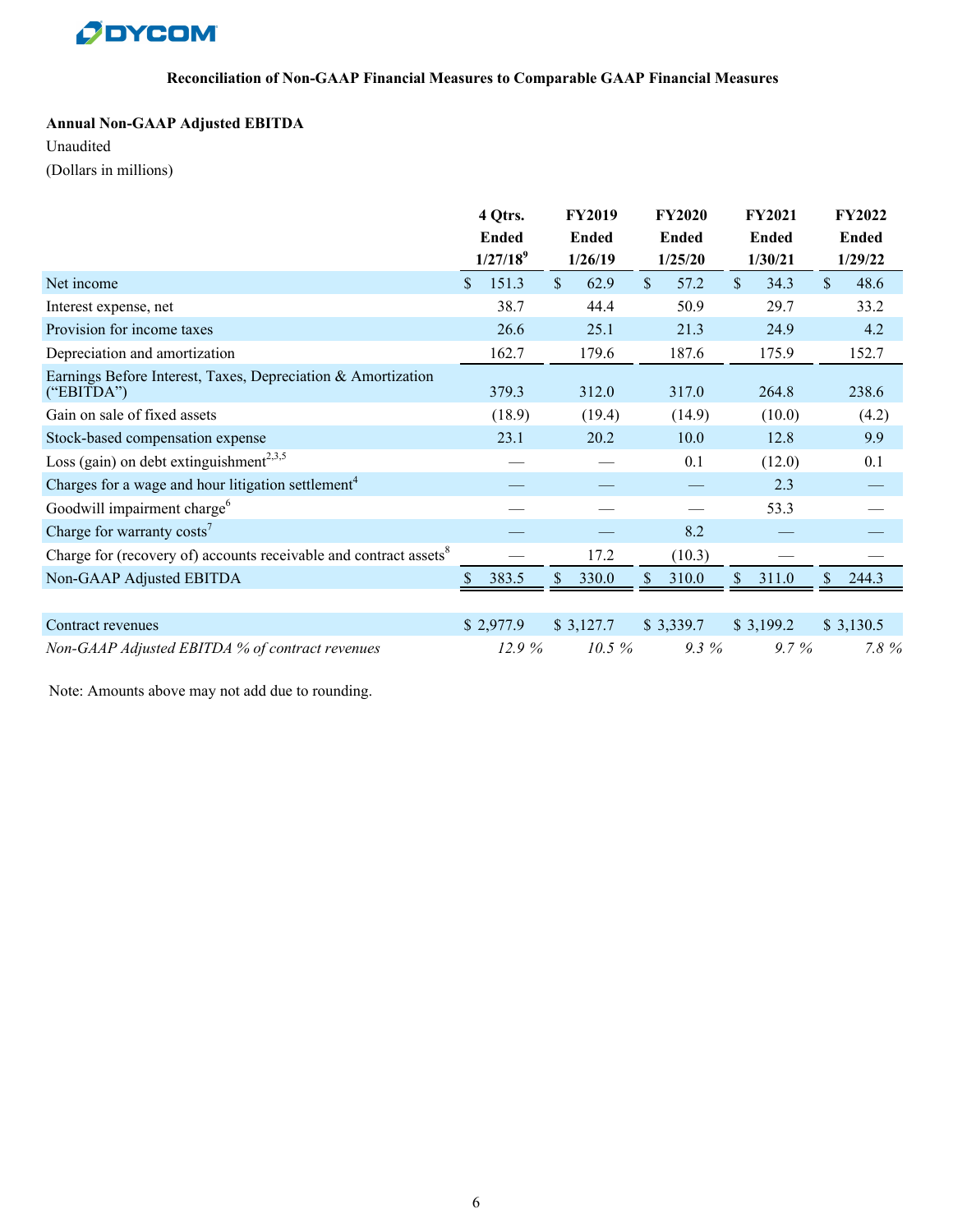**Reconciliation of Non-GAAP Financial Measures to Comparable GAAP Financial Measures**

**Annual Non-GAAP Adjusted EBITDA**

Unaudited

(Dollars in millions)

| | 4 Qtrs. Ended 1/27/18[9] | FY2019 Ended 1/26/19 | FY2020 Ended 1/25/20 | FY2021 Ended 1/30/21 | FY2022 Ended 1/29/22 |
|---|---|---|---|---|---|
| Net income | $ 151.3 | $ 62.9 | $ 57.2 | $ 34.3 | $ 48.6 |
| Interest expense, net | 38.7 | 44.4 | 50.9 | 29.7 | 33.2 |
| Provision for income taxes | 26.6 | 25.1 | 21.3 | 24.9 | 4.2 |
| Depreciation and amortization | 162.7 | 179.6 | 187.6 | 175.9 | 152.7 |
| Earnings Before Interest, Taxes, Depreciation & Amortization ("EBITDA") | 379.3 | 312.0 | 317.0 | 264.8 | 238.6 |
| Gain on sale of fixed assets | (18.9) | (19.4) | (14.9) | (10.0) | (4.2) |
| Stock-based compensation expense | 23.1 | 20.2 | 10.0 | 12.8 | 9.9 |
| Loss (gain) on debt extinguishment[2,3,5] | — | — | 0.1 | (12.0) | 0.1 |
| Charges for a wage and hour litigation settlement[4] | — | — | — | 2.3 | — |
| Goodwill impairment charge[6] | — | — | — | 53.3 | — |
| Charge for warranty costs[7] | — | — | 8.2 | — | — |
| Charge for (recovery of) accounts receivable and contract assets[8] | — | 17.2 | (10.3) | — | — |
| Non-GAAP Adjusted EBITDA | $ 383.5 | $ 330.0 | $ 310.0 | $ 311.0 | $ 244.3 |
| | | | | | |
| Contract revenues | $ 2,977.9 | $ 3,127.7 | $ 3,339.7 | $ 3,199.2 | $ 3,130.5 |
| *Non-GAAP Adjusted EBITDA % of contract revenues* | *12.9 %* | *10.5 %* | *9.3 %* | *9.7 %* | *7.8 %* |

Note: Amounts above may not add due to rounding.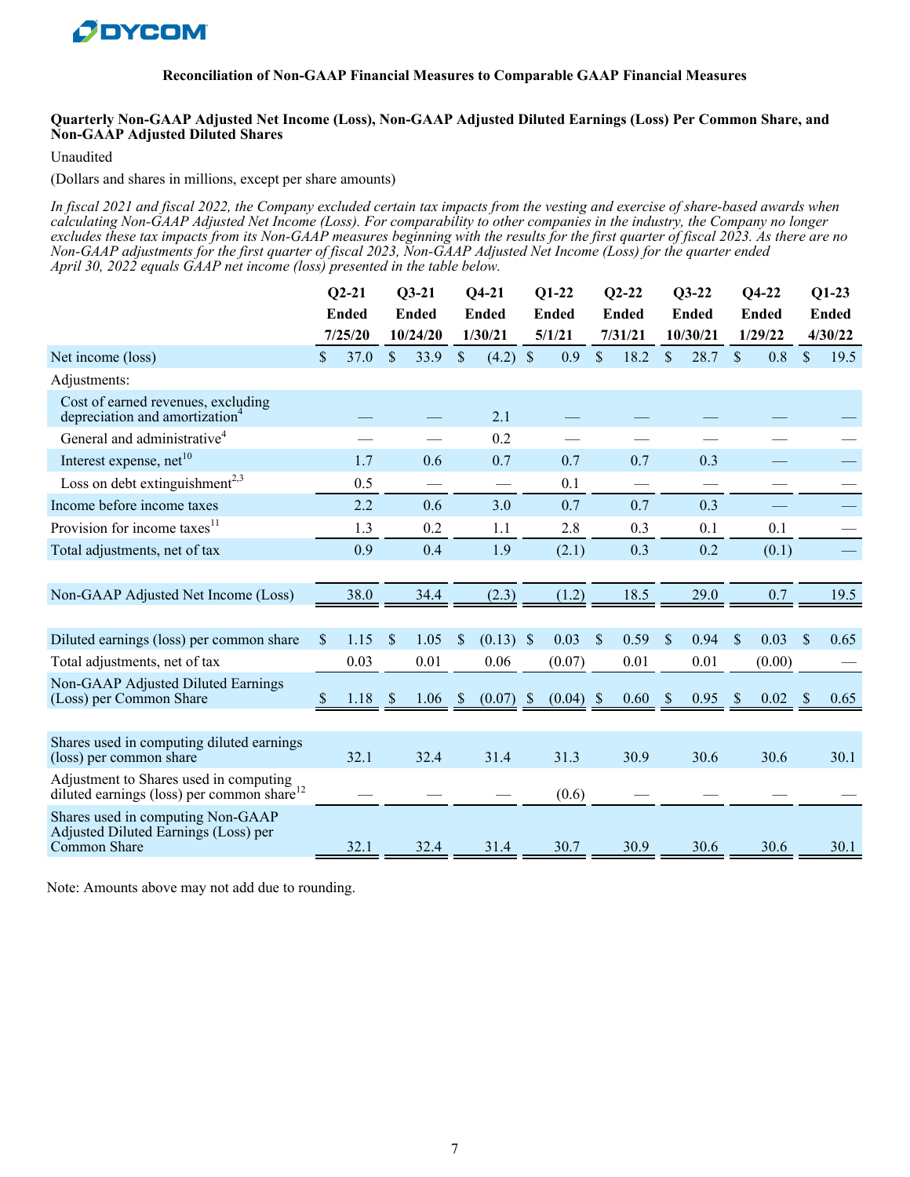#### Reconciliation of Non-GAAP Financial Measures to Comparable GAAP Financial Measures

**Quarterly Non-GAAP Adjusted Net Income (Loss), Non-GAAP Adjusted Diluted Earnings (Loss) Per Common Share, and Non-GAAP Adjusted Diluted Shares**

Unaudited

(Dollars and shares in millions, except per share amounts)

*In fiscal 2021 and fiscal 2022, the Company excluded certain tax impacts from the vesting and exercise of share-based awards when calculating Non-GAAP Adjusted Net Income (Loss). For comparability to other companies in the industry, the Company no longer excludes these tax impacts from its Non-GAAP measures beginning with the results for the first quarter of fiscal 2023. As there are no Non-GAAP adjustments for the first quarter of fiscal 2023, Non-GAAP Adjusted Net Income (Loss) for the quarter ended April 30, 2022 equals GAAP net income (loss) presented in the table below.*

| | Q2-21 Ended 7/25/20 | Q3-21 Ended 10/24/20 | Q4-21 Ended 1/30/21 | Q1-22 Ended 5/1/21 | Q2-22 Ended 7/31/21 | Q3-22 Ended 10/30/21 | Q4-22 Ended 1/29/22 | Q1-23 Ended 4/30/22 |
|---|---|---|---|---|---|---|---|---|
| Net income (loss) | $ 37.0 | $ 33.9 | $ (4.2) | $ 0.9 | $ 18.2 | $ 28.7 | $ 0.8 | $ 19.5 |
| Adjustments: | | | | | | | | |
| Cost of earned revenues, excluding depreciation and amortization[4] | — | — | 2.1 | — | — | — | — | — |
| General and administrative[4] | — | — | 0.2 | — | — | — | — | — |
| Interest expense, net[10] | 1.7 | 0.6 | 0.7 | 0.7 | 0.7 | 0.3 | — | — |
| Loss on debt extinguishment[2,3] | 0.5 | — | — | 0.1 | — | — | — | — |
| Income before income taxes | 2.2 | 0.6 | 3.0 | 0.7 | 0.7 | 0.3 | — | — |
| Provision for income taxes[11] | 1.3 | 0.2 | 1.1 | 2.8 | 0.3 | 0.1 | 0.1 | — |
| Total adjustments, net of tax | 0.9 | 0.4 | 1.9 | (2.1) | 0.3 | 0.2 | (0.1) | — |
| Non-GAAP Adjusted Net Income (Loss) | 38.0 | 34.4 | (2.3) | (1.2) | 18.5 | 29.0 | 0.7 | 19.5 |
| Diluted earnings (loss) per common share | $ 1.15 | $ 1.05 | $ (0.13) | $ 0.03 | $ 0.59 | $ 0.94 | $ 0.03 | $ 0.65 |
| Total adjustments, net of tax | 0.03 | 0.01 | 0.06 | (0.07) | 0.01 | 0.01 | (0.00) | — |
| Non-GAAP Adjusted Diluted Earnings (Loss) per Common Share | $ 1.18 | $ 1.06 | $ (0.07) | $ (0.04) | $ 0.60 | $ 0.95 | $ 0.02 | $ 0.65 |
| Shares used in computing diluted earnings (loss) per common share | 32.1 | 32.4 | 31.4 | 31.3 | 30.9 | 30.6 | 30.6 | 30.1 |
| Adjustment to Shares used in computing diluted earnings (loss) per common share[12] | — | — | — | (0.6) | — | — | — | — |
| Shares used in computing Non-GAAP Adjusted Diluted Earnings (Loss) per Common Share | 32.1 | 32.4 | 31.4 | 30.7 | 30.9 | 30.6 | 30.6 | 30.1 |

Note: Amounts above may not add due to rounding.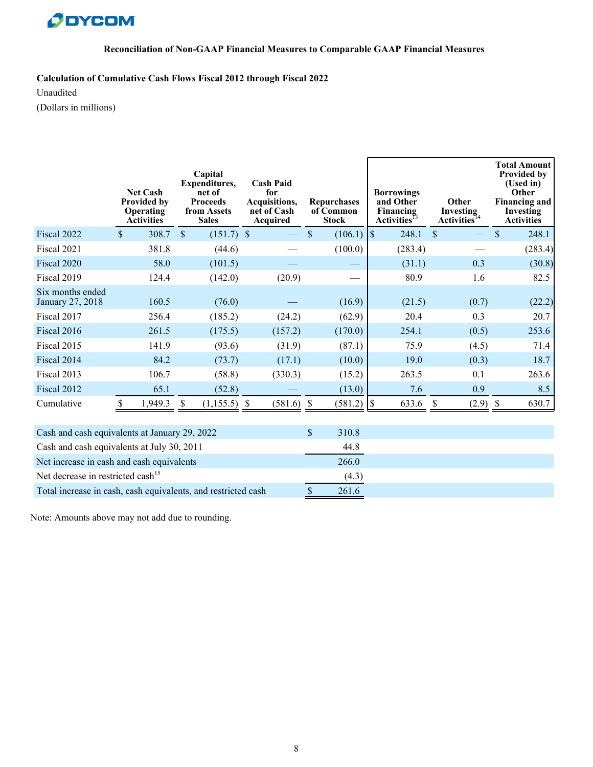## Reconciliation of Non-GAAP Financial Measures to Comparable GAAP Financial Measures

**Calculation of Cumulative Cash Flows Fiscal 2012 through Fiscal 2022**

Unaudited

(Dollars in millions)

| | Net Cash Provided by Operating Activities | Capital Expenditures, net of Proceeds from Assets Sales | Cash Paid for Acquisitions, net of Cash Acquired | Repurchases of Common Stock | Borrowings and Other Financing Activities[13] | Other Investing Activities[14] | Total Amount Provided by (Used in) Other Financing and Investing Activities |
|---|---|---|---|---|---|---|---|
| Fiscal 2022 | $ 308.7 | $ (151.7) | $ — | $ (106.1) | $ 248.1 | $ — | $ 248.1 |
| Fiscal 2021 | 381.8 | (44.6) | — | (100.0) | (283.4) | — | (283.4) |
| Fiscal 2020 | 58.0 | (101.5) | — | — | (31.1) | 0.3 | (30.8) |
| Fiscal 2019 | 124.4 | (142.0) | (20.9) | — | 80.9 | 1.6 | 82.5 |
| Six months ended January 27, 2018 | 160.5 | (76.0) | — | (16.9) | (21.5) | (0.7) | (22.2) |
| Fiscal 2017 | 256.4 | (185.2) | (24.2) | (62.9) | 20.4 | 0.3 | 20.7 |
| Fiscal 2016 | 261.5 | (175.5) | (157.2) | (170.0) | 254.1 | (0.5) | 253.6 |
| Fiscal 2015 | 141.9 | (93.6) | (31.9) | (87.1) | 75.9 | (4.5) | 71.4 |
| Fiscal 2014 | 84.2 | (73.7) | (17.1) | (10.0) | 19.0 | (0.3) | 18.7 |
| Fiscal 2013 | 106.7 | (58.8) | (330.3) | (15.2) | 263.5 | 0.1 | 263.6 |
| Fiscal 2012 | 65.1 | (52.8) | — | (13.0) | 7.6 | 0.9 | 8.5 |
| Cumulative | $ 1,949.3 | $ (1,155.5) | $ (581.6) | $ (581.2) | $ 633.6 | $ (2.9) | $ 630.7 |

| | |
|---|---|
| Cash and cash equivalents at January 29, 2022 | $ 310.8 |
| Cash and cash equivalents at July 30, 2011 | 44.8 |
| Net increase in cash and cash equivalents | 266.0 |
| Net decrease in restricted cash[15] | (4.3) |
| Total increase in cash, cash equivalents, and restricted cash | $ 261.6 |

Note: Amounts above may not add due to rounding.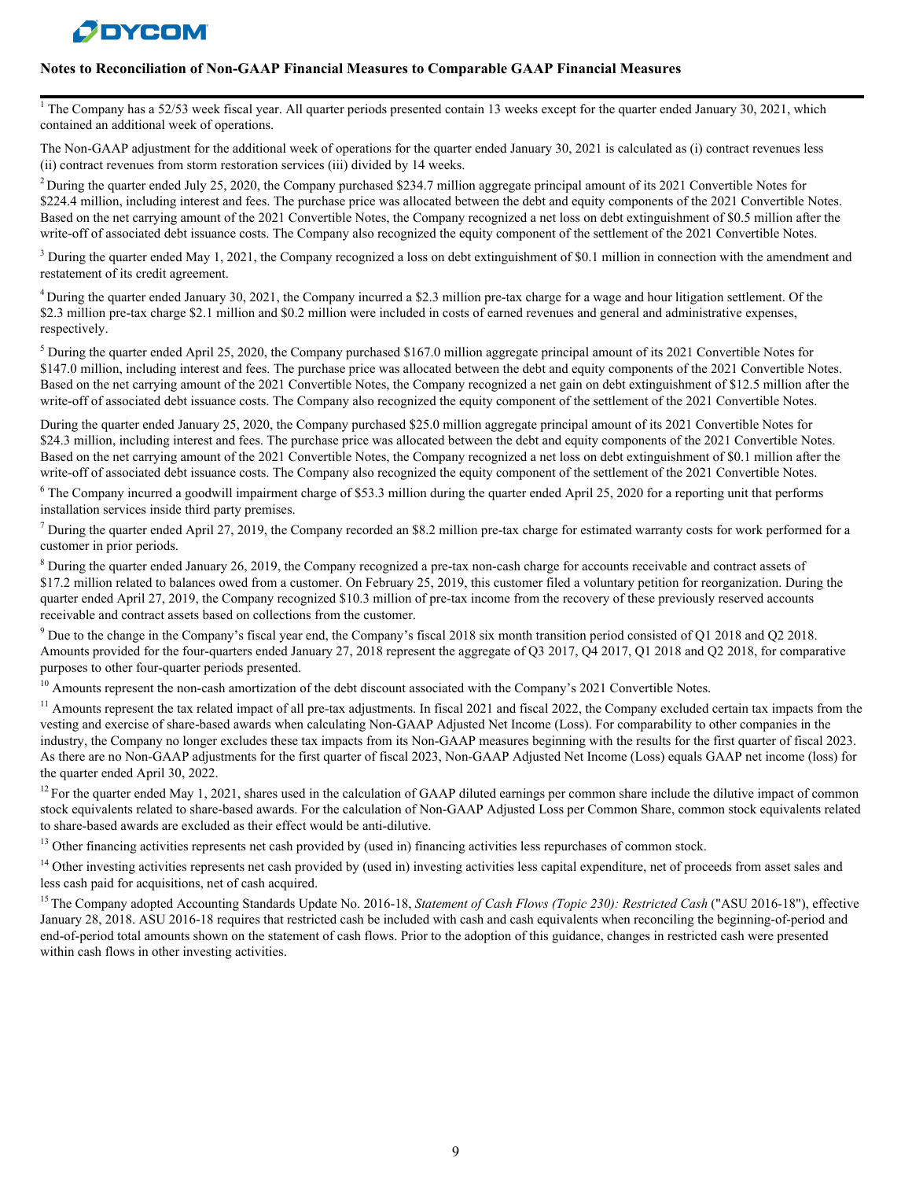## Notes to Reconciliation of Non-GAAP Financial Measures to Comparable GAAP Financial Measures

[1] The Company has a 52/53 week fiscal year. All quarter periods presented contain 13 weeks except for the quarter ended January 30, 2021, which contained an additional week of operations.

The Non-GAAP adjustment for the additional week of operations for the quarter ended January 30, 2021 is calculated as (i) contract revenues less (ii) contract revenues from storm restoration services (iii) divided by 14 weeks.

[2] During the quarter ended July 25, 2020, the Company purchased $234.7 million aggregate principal amount of its 2021 Convertible Notes for $224.4 million, including interest and fees. The purchase price was allocated between the debt and equity components of the 2021 Convertible Notes. Based on the net carrying amount of the 2021 Convertible Notes, the Company recognized a net loss on debt extinguishment of $0.5 million after the write-off of associated debt issuance costs. The Company also recognized the equity component of the settlement of the 2021 Convertible Notes.

[3] During the quarter ended May 1, 2021, the Company recognized a loss on debt extinguishment of $0.1 million in connection with the amendment and restatement of its credit agreement.

[4] During the quarter ended January 30, 2021, the Company incurred a $2.3 million pre-tax charge for a wage and hour litigation settlement. Of the $2.3 million pre-tax charge $2.1 million and $0.2 million were included in costs of earned revenues and general and administrative expenses, respectively.

[5] During the quarter ended April 25, 2020, the Company purchased $167.0 million aggregate principal amount of its 2021 Convertible Notes for $147.0 million, including interest and fees. The purchase price was allocated between the debt and equity components of the 2021 Convertible Notes. Based on the net carrying amount of the 2021 Convertible Notes, the Company recognized a net gain on debt extinguishment of $12.5 million after the write-off of associated debt issuance costs. The Company also recognized the equity component of the settlement of the 2021 Convertible Notes.

During the quarter ended January 25, 2020, the Company purchased $25.0 million aggregate principal amount of its 2021 Convertible Notes for $24.3 million, including interest and fees. The purchase price was allocated between the debt and equity components of the 2021 Convertible Notes. Based on the net carrying amount of the 2021 Convertible Notes, the Company recognized a net loss on debt extinguishment of $0.1 million after the write-off of associated debt issuance costs. The Company also recognized the equity component of the settlement of the 2021 Convertible Notes.

[6] The Company incurred a goodwill impairment charge of $53.3 million during the quarter ended April 25, 2020 for a reporting unit that performs installation services inside third party premises.

[7] During the quarter ended April 27, 2019, the Company recorded an $8.2 million pre-tax charge for estimated warranty costs for work performed for a customer in prior periods.

[8] During the quarter ended January 26, 2019, the Company recognized a pre-tax non-cash charge for accounts receivable and contract assets of $17.2 million related to balances owed from a customer. On February 25, 2019, this customer filed a voluntary petition for reorganization. During the quarter ended April 27, 2019, the Company recognized $10.3 million of pre-tax income from the recovery of these previously reserved accounts receivable and contract assets based on collections from the customer.

[9] Due to the change in the Company's fiscal year end, the Company's fiscal 2018 six month transition period consisted of Q1 2018 and Q2 2018. Amounts provided for the four-quarters ended January 27, 2018 represent the aggregate of Q3 2017, Q4 2017, Q1 2018 and Q2 2018, for comparative purposes to other four-quarter periods presented.

[10] Amounts represent the non-cash amortization of the debt discount associated with the Company's 2021 Convertible Notes.

[11] Amounts represent the tax related impact of all pre-tax adjustments. In fiscal 2021 and fiscal 2022, the Company excluded certain tax impacts from the vesting and exercise of share-based awards when calculating Non-GAAP Adjusted Net Income (Loss). For comparability to other companies in the industry, the Company no longer excludes these tax impacts from its Non-GAAP measures beginning with the results for the first quarter of fiscal 2023. As there are no Non-GAAP adjustments for the first quarter of fiscal 2023, Non-GAAP Adjusted Net Income (Loss) equals GAAP net income (loss) for the quarter ended April 30, 2022.

[12] For the quarter ended May 1, 2021, shares used in the calculation of GAAP diluted earnings per common share include the dilutive impact of common stock equivalents related to share-based awards. For the calculation of Non-GAAP Adjusted Loss per Common Share, common stock equivalents related to share-based awards are excluded as their effect would be anti-dilutive.

[13] Other financing activities represents net cash provided by (used in) financing activities less repurchases of common stock.

[14] Other investing activities represents net cash provided by (used in) investing activities less capital expenditure, net of proceeds from asset sales and less cash paid for acquisitions, net of cash acquired.

[15] The Company adopted Accounting Standards Update No. 2016-18, *Statement of Cash Flows (Topic 230): Restricted Cash* ("ASU 2016-18"), effective January 28, 2018. ASU 2016-18 requires that restricted cash be included with cash and cash equivalents when reconciling the beginning-of-period and end-of-period total amounts shown on the statement of cash flows. Prior to the adoption of this guidance, changes in restricted cash were presented within cash flows in other investing activities.